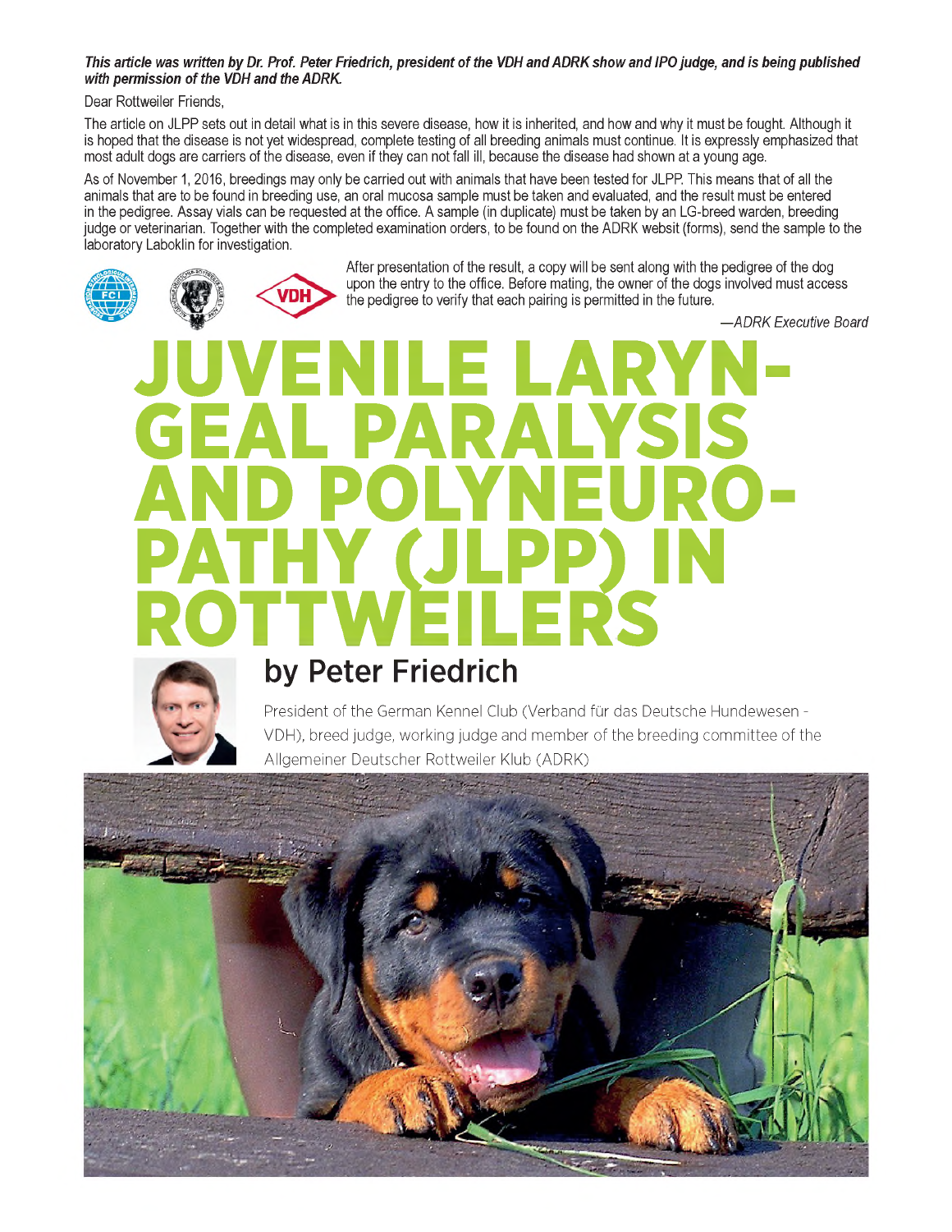***This article was written by Dr. Prof. Peter Friedrich, president of the VDH and ADRK show and IPO judge, and is being published with permission of the VDH and the ADRK.***

Dear Rottweiler Friends,

The article on JLPP sets out in detail what is in this severe disease, how it is inherited, and how and why it must be fought. Although it is hoped that the disease is not yet widespread, complete testing of all breeding animals must continue. It is expressly emphasized that most adult dogs are carriers of the disease, even if they can not fall ill, because the disease had shown at a young age.

As of November 1, 2016, breedings may only be carried out with animals that have been tested for JLPP. This means that of all the animals that are to be found in breeding use, an oral mucosa sample must be taken and evaluated, and the result must be entered in the pedigree. Assay vials can be requested at the office. A sample (in duplicate) must be taken by an LG-breed warden, breeding judge or veterinarian. Together with the completed examination orders, to be found on the ADRK websit (forms), send the sample to the laboratory Laboklin for investigation.

After presentation of the result, a copy will be sent along with the pedigree of the dog upon the entry to the office. Before mating, the owner of the dogs involved must access the pedigree to verify that each pairing is permitted in the future.

*—ADRK Executive Board*

# JUVENILE LARYNGEAL PARALYSIS AND POLYNEUROPATHY (JLPP) IN ROTTWEILERS

## by Peter Friedrich

President of the German Kennel Club (Verband für das Deutsche Hundewesen - VDH), breed judge, working judge and member of the breeding committee of the Allgemeiner Deutscher Rottweiler Klub (ADRK)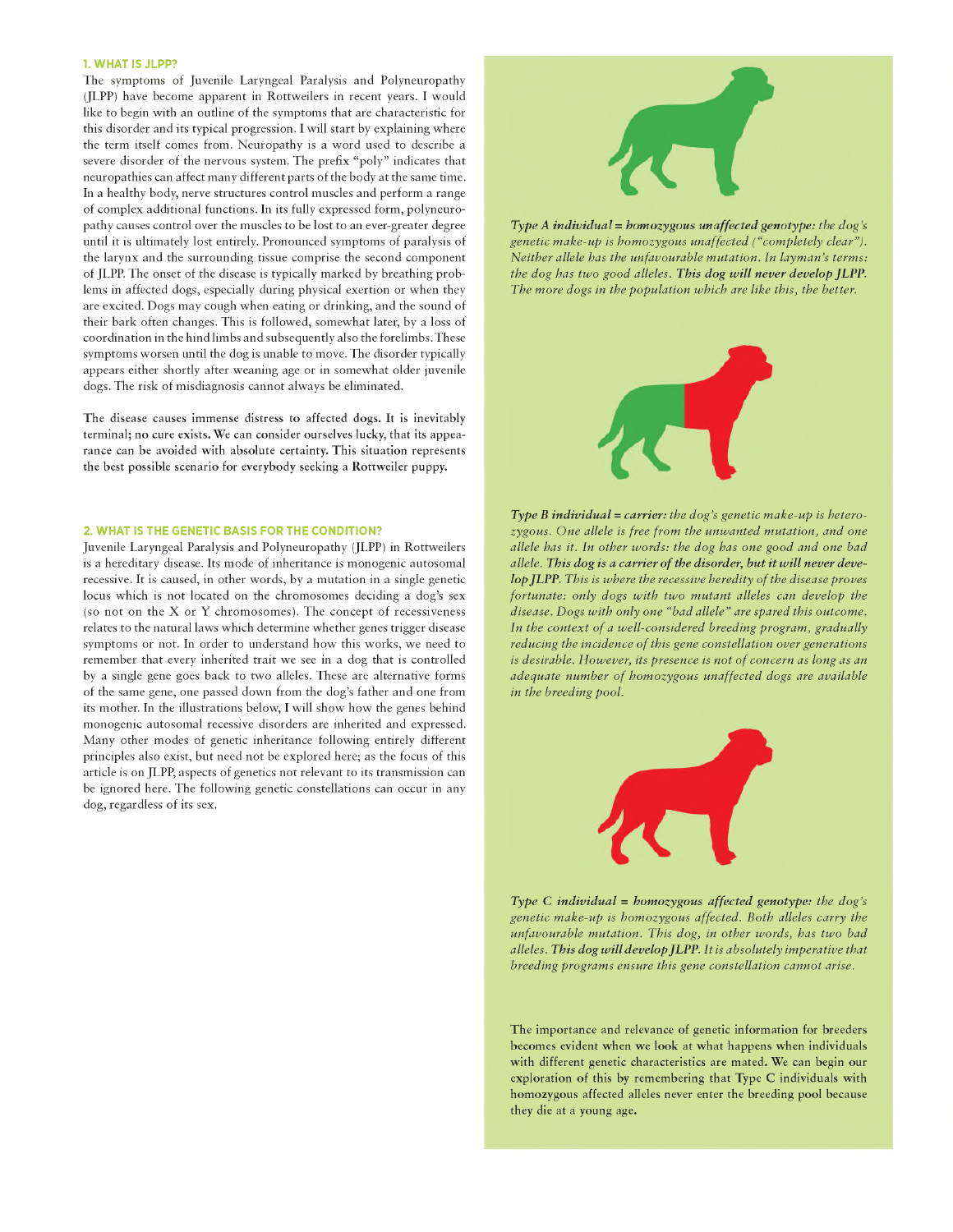## 1. WHAT IS JLPP?

The symptoms of Juvenile Laryngeal Paralysis and Polyneuropathy (JLPP) have become apparent in Rottweilers in recent years. I would like to begin with an outline of the symptoms that are characteristic for this disorder and its typical progression. I will start by explaining where the term itself comes from. Neuropathy is a word used to describe a severe disorder of the nervous system. The prefix "poly" indicates that neuropathies can affect many different parts of the body at the same time. In a healthy body, nerve structures control muscles and perform a range of complex additional functions. In its fully expressed form, polyneuropathy causes control over the muscles to be lost to an ever-greater degree until it is ultimately lost entirely. Pronounced symptoms of paralysis of the larynx and the surrounding tissue comprise the second component of JLPP. The onset of the disease is typically marked by breathing problems in affected dogs, especially during physical exertion or when they are excited. Dogs may cough when eating or drinking, and the sound of their bark often changes. This is followed, somewhat later, by a loss of coordination in the hind limbs and subsequently also the forelimbs. These symptoms worsen until the dog is unable to move. The disorder typically appears either shortly after weaning age or in somewhat older juvenile dogs. The risk of misdiagnosis cannot always be eliminated.

The disease causes immense distress to affected dogs. It is inevitably terminal; no cure exists. **We can consider ourselves lucky, that its appearance can be avoided with absolute certainty. This situation represents the best possible scenario for everybody seeking a Rottweiler puppy.**

## 2. WHAT IS THE GENETIC BASIS FOR THE CONDITION?

Juvenile Laryngeal Paralysis and Polyneuropathy (JLPP) in Rottweilers is a hereditary disease. Its mode of inheritance is monogenic autosomal recessive. It is caused, in other words, by a mutation in a single genetic locus which is not located on the chromosomes deciding a dog's sex (so not on the X or Y chromosomes). The concept of recessiveness relates to the natural laws which determine whether genes trigger disease symptoms or not. In order to understand how this works, we need to remember that every inherited trait we see in a dog that is controlled by a single gene goes back to two alleles. These are alternative forms of the same gene, one passed down from the dog's father and one from its mother. In the illustrations below, I will show how the genes behind monogenic autosomal recessive disorders are inherited and expressed. Many other modes of genetic inheritance following entirely different principles also exist, but need not be explored here; as the focus of this article is on JLPP, aspects of genetics not relevant to its transmission can be ignored here. The following genetic constellations can occur in any dog, regardless of its sex.

***Type A individual = homozygous unaffected genotype:*** *the dog's genetic make-up is homozygous unaffected ("completely clear"). Neither allele has the unfavourable mutation. In layman's terms: the dog has two good alleles.* ***This dog will never develop JLPP.*** *The more dogs in the population which are like this, the better.*

***Type B individual = carrier:*** *the dog's genetic make-up is heterozygous. One allele is free from the unwanted mutation, and one allele has it. In other words: the dog has one good and one bad allele.* ***This dog is a carrier of the disorder, but it will never develop JLPP.*** *This is where the recessive heredity of the disease proves fortunate: only dogs with two mutant alleles can develop the disease. Dogs with only one "bad allele" are spared this outcome. In the context of a well-considered breeding program, gradually reducing the incidence of this gene constellation over generations is desirable. However, its presence is not of concern as long as an adequate number of homozygous unaffected dogs are available in the breeding pool.*

***Type C individual = homozygous affected genotype:*** *the dog's genetic make-up is homozygous affected. Both alleles carry the unfavourable mutation. This dog, in other words, has two bad alleles.* ***This dog will develop JLPP.*** *It is absolutely imperative that breeding programs ensure this gene constellation cannot arise.*

The importance and relevance of genetic information for breeders becomes evident when we look at what happens when individuals with different genetic characteristics are mated. We can begin our exploration of this by remembering that **Type C individuals with homozygous affected alleles never enter the breeding pool because they die at a young age.**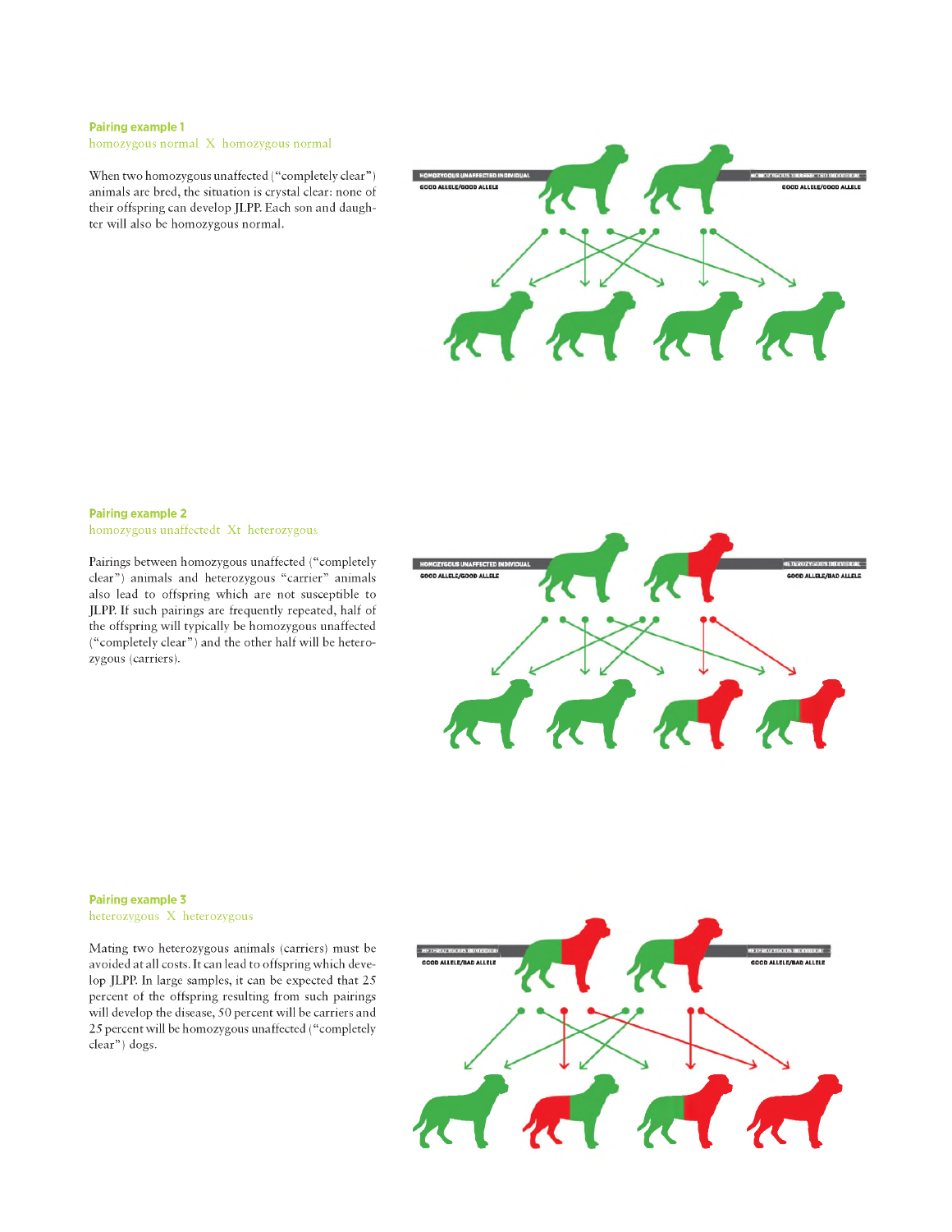**Pairing example 1**

homozygous normal X homozygous normal

When two homozygous unaffected ("completely clear") animals are bred, the situation is crystal clear: none of their offspring can develop JLPP. Each son and daughter will also be homozygous normal.

**Pairing example 2**

homozygous unaffectedt Xt heterozygous

Pairings between homozygous unaffected ("completely clear") animals and heterozygous "carrier" animals also lead to offspring which are not susceptible to JLPP. If such pairings are frequently repeated, half of the offspring will typically be homozygous unaffected ("completely clear") and the other half will be heterozygous (carriers).

**Pairing example 3**

heterozygous X heterozygous

Mating two heterozygous animals (carriers) must be avoided at all costs. It can lead to offspring which develop JLPP. In large samples, it can be expected that 25 percent of the offspring resulting from such pairings will develop the disease, 50 percent will be carriers and 25 percent will be homozygous unaffected ("completely clear") dogs.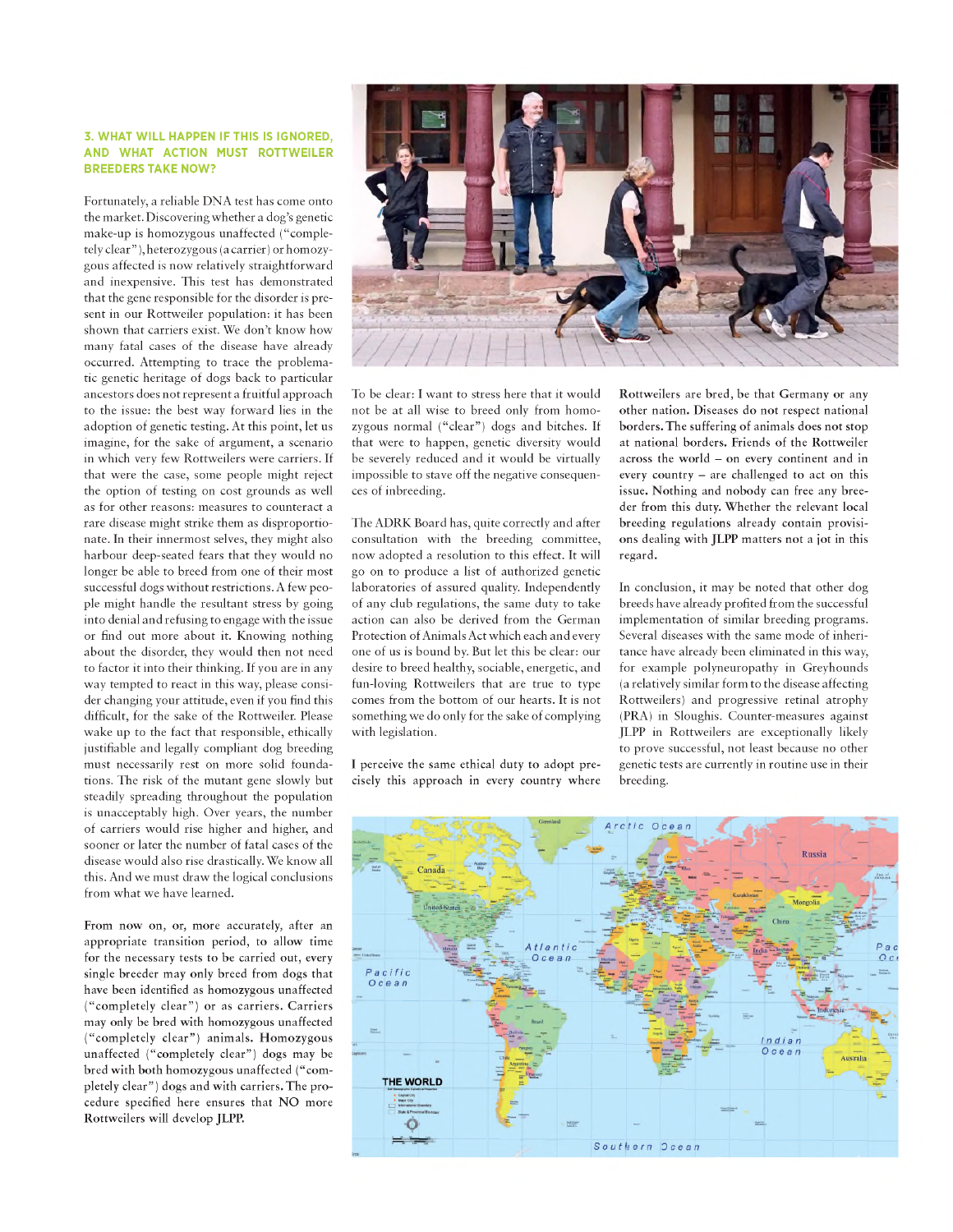### 3. WHAT WILL HAPPEN IF THIS IS IGNORED, AND WHAT ACTION MUST ROTTWEILER BREEDERS TAKE NOW?

Fortunately, a reliable DNA test has come onto the market. Discovering whether a dog's genetic make-up is homozygous unaffected ("completely clear"), heterozygous (a carrier) or homozygous affected is now relatively straightforward and inexpensive. This test has demonstrated that the gene responsible for the disorder is present in our Rottweiler population: it has been shown that carriers exist. We don't know how many fatal cases of the disease have already occurred. Attempting to trace the problematic genetic heritage of dogs back to particular ancestors does not represent a fruitful approach to the issue: the best way forward lies in the adoption of genetic testing. At this point, let us imagine, for the sake of argument, a scenario in which very few Rottweilers were carriers. If that were the case, some people might reject the option of testing on cost grounds as well as for other reasons: measures to counteract a rare disease might strike them as disproportionate. In their innermost selves, they might also harbour deep-seated fears that they would no longer be able to breed from one of their most successful dogs without restrictions. A few people might handle the resultant stress by going into denial and refusing to engage with the issue or find out more about it. Knowing nothing about the disorder, they would then not need to factor it into their thinking. If you are in any way tempted to react in this way, please consider changing your attitude, even if you find this difficult, for the sake of the Rottweiler. Please wake up to the fact that responsible, ethically justifiable and legally compliant dog breeding must necessarily rest on more solid foundations. The risk of the mutant gene slowly but steadily spreading throughout the population is unacceptably high. Over years, the number of carriers would rise higher and higher, and sooner or later the number of fatal cases of the disease would also rise drastically. We know all this. And we must draw the logical conclusions from what we have learned.

From now on, or, more accurately, after an appropriate transition period, to allow time for the necessary tests to be carried out, every single breeder may only breed from dogs that have been identified as homozygous unaffected ("completely clear") or as carriers. Carriers may only be bred with homozygous unaffected ("completely clear") animals. Homozygous unaffected ("completely clear") dogs may be bred with both homozygous unaffected ("completely clear") dogs and with carriers. The procedure specified here ensures that NO more Rottweilers will develop JLPP.

To be clear: I want to stress here that it would not be at all wise to breed only from homozygous normal ("clear") dogs and bitches. If that were to happen, genetic diversity would be severely reduced and it would be virtually impossible to stave off the negative consequences of inbreeding.

The ADRK Board has, quite correctly and after consultation with the breeding committee, now adopted a resolution to this effect. It will go on to produce a list of authorized genetic laboratories of assured quality. Independently of any club regulations, the same duty to take action can also be derived from the German Protection of Animals Act which each and every one of us is bound by. But let this be clear: our desire to breed healthy, sociable, energetic, and fun-loving Rottweilers that are true to type comes from the bottom of our hearts. It is not something we do only for the sake of complying with legislation.

I perceive the same ethical duty to adopt precisely this approach in every country where **Rottweilers are bred, be that Germany or any other nation. Diseases do not respect national borders. The suffering of animals does not stop at national borders. Friends of the Rottweiler across the world – on every continent and in every country – are challenged to act on this issue. Nothing and nobody can free any breeder from this duty. Whether the relevant local breeding regulations already contain provisions dealing with JLPP matters not a jot in this regard.**

In conclusion, it may be noted that other dog breeds have already profited from the successful implementation of similar breeding programs. Several diseases with the same mode of inheritance have already been eliminated in this way, for example polyneuropathy in Greyhounds (a relatively similar form to the disease affecting Rottweilers) and progressive retinal atrophy (PRA) in Sloughis. Counter-measures against JLPP in Rottweilers are exceptionally likely to prove successful, not least because no other genetic tests are currently in routine use in their breeding.